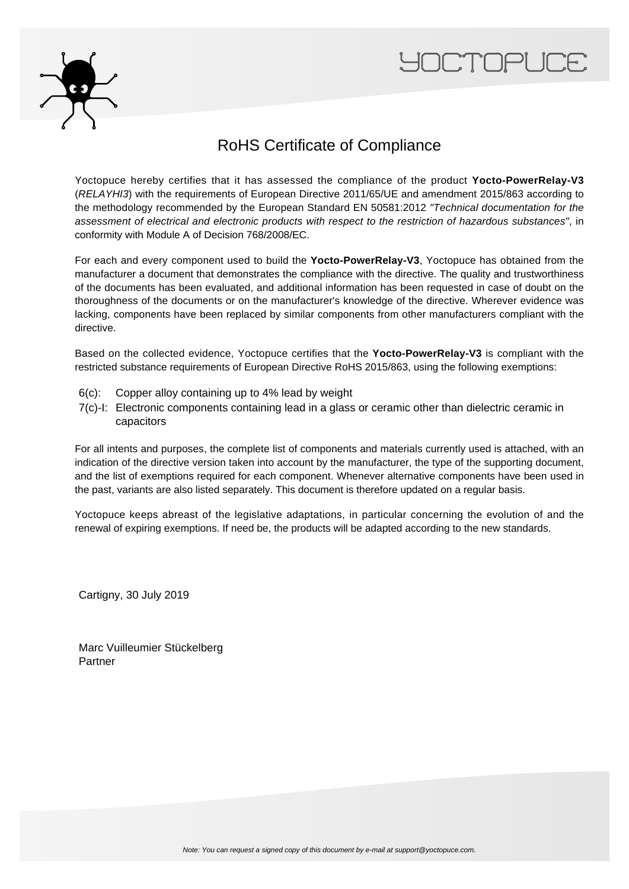YOCTOPUCE

# RoHS Certificate of Compliance

Yoctopuce hereby certifies that it has assessed the compliance of the product **Yocto-PowerRelay-V3** (*RELAYHI3*) with the requirements of European Directive 2011/65/UE and amendment 2015/863 according to the methodology recommended by the European Standard EN 50581:2012 *"Technical documentation for the assessment of electrical and electronic products with respect to the restriction of hazardous substances"*, in conformity with Module A of Decision 768/2008/EC.

For each and every component used to build the **Yocto-PowerRelay-V3**, Yoctopuce has obtained from the manufacturer a document that demonstrates the compliance with the directive. The quality and trustworthiness of the documents has been evaluated, and additional information has been requested in case of doubt on the thoroughness of the documents or on the manufacturer's knowledge of the directive. Wherever evidence was lacking, components have been replaced by similar components from other manufacturers compliant with the directive.

Based on the collected evidence, Yoctopuce certifies that the **Yocto-PowerRelay-V3** is compliant with the restricted substance requirements of European Directive RoHS 2015/863, using the following exemptions:

- 6(c): Copper alloy containing up to 4% lead by weight
- 7(c)-I: Electronic components containing lead in a glass or ceramic other than dielectric ceramic in capacitors

For all intents and purposes, the complete list of components and materials currently used is attached, with an indication of the directive version taken into account by the manufacturer, the type of the supporting document, and the list of exemptions required for each component. Whenever alternative components have been used in the past, variants are also listed separately. This document is therefore updated on a regular basis.

Yoctopuce keeps abreast of the legislative adaptations, in particular concerning the evolution of and the renewal of expiring exemptions. If need be, the products will be adapted according to the new standards.

Cartigny, 30 July 2019

Marc Vuilleumier Stückelberg
Partner

*Note: You can request a signed copy of this document by e-mail at support@yoctopuce.com.*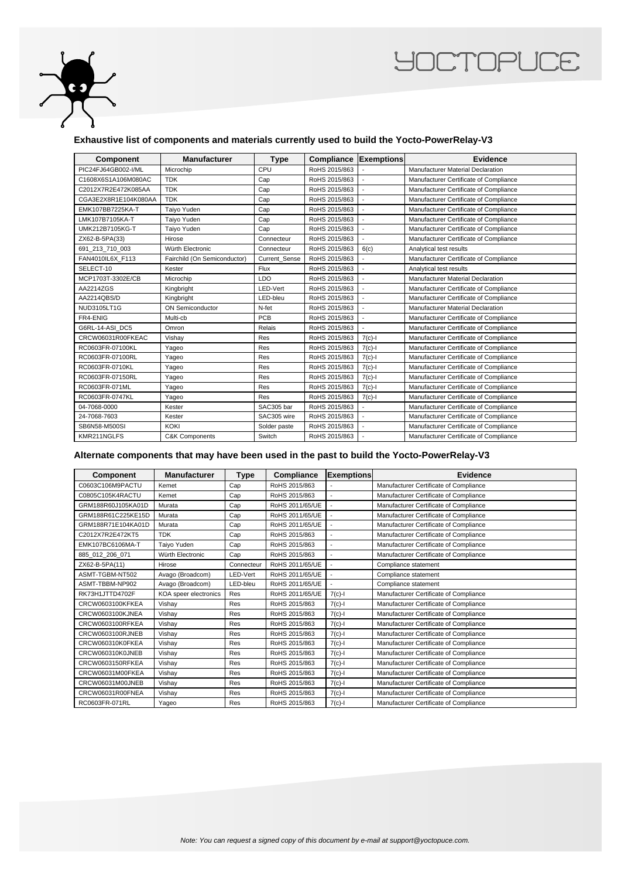## Exhaustive list of components and materials currently used to build the Yocto-PowerRelay-V3

| Component | Manufacturer | Type | Compliance | Exemptions | Evidence |
|---|---|---|---|---|---|
| PIC24FJ64GB002-I/ML | Microchip | CPU | RoHS 2015/863 | - | Manufacturer Material Declaration |
| C1608X6S1A106M080AC | TDK | Cap | RoHS 2015/863 | - | Manufacturer Certificate of Compliance |
| C2012X7R2E472K085AA | TDK | Cap | RoHS 2015/863 | - | Manufacturer Certificate of Compliance |
| CGA3E2X8R1E104K080AA | TDK | Cap | RoHS 2015/863 | - | Manufacturer Certificate of Compliance |
| EMK107BB7225KA-T | Taiyo Yuden | Cap | RoHS 2015/863 | - | Manufacturer Certificate of Compliance |
| LMK107B7105KA-T | Taiyo Yuden | Cap | RoHS 2015/863 | - | Manufacturer Certificate of Compliance |
| UMK212B7105KG-T | Taiyo Yuden | Cap | RoHS 2015/863 | - | Manufacturer Certificate of Compliance |
| ZX62-B-5PA(33) | Hirose | Connecteur | RoHS 2015/863 | - | Manufacturer Certificate of Compliance |
| 691_213_710_003 | Würth Electronic | Connecteur | RoHS 2015/863 | 6(c) | Analytical test results |
| FAN4010IL6X_F113 | Fairchild (On Semiconductor) | Current_Sense | RoHS 2015/863 | - | Manufacturer Certificate of Compliance |
| SELECT-10 | Kester | Flux | RoHS 2015/863 | - | Analytical test results |
| MCP1703T-3302E/CB | Microchip | LDO | RoHS 2015/863 | - | Manufacturer Material Declaration |
| AA2214ZGS | Kingbright | LED-Vert | RoHS 2015/863 | - | Manufacturer Certificate of Compliance |
| AA2214QBS/D | Kingbright | LED-bleu | RoHS 2015/863 | - | Manufacturer Certificate of Compliance |
| NUD3105LT1G | ON Semiconductor | N-fet | RoHS 2015/863 | - | Manufacturer Material Declaration |
| FR4-ENIG | Multi-cb | PCB | RoHS 2015/863 | - | Manufacturer Certificate of Compliance |
| G6RL-14-ASI_DC5 | Omron | Relais | RoHS 2015/863 | - | Manufacturer Certificate of Compliance |
| CRCW06031R00FKEAC | Vishay | Res | RoHS 2015/863 | 7(c)-I | Manufacturer Certificate of Compliance |
| RC0603FR-07100KL | Yageo | Res | RoHS 2015/863 | 7(c)-I | Manufacturer Certificate of Compliance |
| RC0603FR-07100RL | Yageo | Res | RoHS 2015/863 | 7(c)-I | Manufacturer Certificate of Compliance |
| RC0603FR-0710KL | Yageo | Res | RoHS 2015/863 | 7(c)-I | Manufacturer Certificate of Compliance |
| RC0603FR-07150RL | Yageo | Res | RoHS 2015/863 | 7(c)-I | Manufacturer Certificate of Compliance |
| RC0603FR-071ML | Yageo | Res | RoHS 2015/863 | 7(c)-I | Manufacturer Certificate of Compliance |
| RC0603FR-0747KL | Yageo | Res | RoHS 2015/863 | 7(c)-I | Manufacturer Certificate of Compliance |
| 04-7068-0000 | Kester | SAC305 bar | RoHS 2015/863 | - | Manufacturer Certificate of Compliance |
| 24-7068-7603 | Kester | SAC305 wire | RoHS 2015/863 | - | Manufacturer Certificate of Compliance |
| SB6N58-M500SI | KOKI | Solder paste | RoHS 2015/863 | - | Manufacturer Certificate of Compliance |
| KMR211NGLFS | C&K Components | Switch | RoHS 2015/863 | - | Manufacturer Certificate of Compliance |

## Alternate components that may have been used in the past to build the Yocto-PowerRelay-V3

| Component | Manufacturer | Type | Compliance | Exemptions | Evidence |
|---|---|---|---|---|---|
| C0603C106M9PACTU | Kemet | Cap | RoHS 2015/863 | - | Manufacturer Certificate of Compliance |
| C0805C105K4RACTU | Kemet | Cap | RoHS 2015/863 | - | Manufacturer Certificate of Compliance |
| GRM188R60J105KA01D | Murata | Cap | RoHS 2011/65/UE | - | Manufacturer Certificate of Compliance |
| GRM188R61C225KE15D | Murata | Cap | RoHS 2011/65/UE | - | Manufacturer Certificate of Compliance |
| GRM188R71E104KA01D | Murata | Cap | RoHS 2011/65/UE | - | Manufacturer Certificate of Compliance |
| C2012X7R2E472KT5 | TDK | Cap | RoHS 2015/863 | - | Manufacturer Certificate of Compliance |
| EMK107BC6106MA-T | Taiyo Yuden | Cap | RoHS 2015/863 | - | Manufacturer Certificate of Compliance |
| 885_012_206_071 | Würth Electronic | Cap | RoHS 2015/863 | - | Manufacturer Certificate of Compliance |
| ZX62-B-5PA(11) | Hirose | Connecteur | RoHS 2011/65/UE | - | Compliance statement |
| ASMT-TGBM-NT502 | Avago (Broadcom) | LED-Vert | RoHS 2011/65/UE | - | Compliance statement |
| ASMT-TBBM-NP902 | Avago (Broadcom) | LED-bleu | RoHS 2011/65/UE | - | Compliance statement |
| RK73H1JTTD4702F | KOA speer electronics | Res | RoHS 2011/65/UE | 7(c)-I | Manufacturer Certificate of Compliance |
| CRCW0603100KFKEA | Vishay | Res | RoHS 2015/863 | 7(c)-I | Manufacturer Certificate of Compliance |
| CRCW0603100KJNEA | Vishay | Res | RoHS 2015/863 | 7(c)-I | Manufacturer Certificate of Compliance |
| CRCW0603100RFKEA | Vishay | Res | RoHS 2015/863 | 7(c)-I | Manufacturer Certificate of Compliance |
| CRCW0603100RJNEB | Vishay | Res | RoHS 2015/863 | 7(c)-I | Manufacturer Certificate of Compliance |
| CRCW060310K0FKEA | Vishay | Res | RoHS 2015/863 | 7(c)-I | Manufacturer Certificate of Compliance |
| CRCW060310K0JNEB | Vishay | Res | RoHS 2015/863 | 7(c)-I | Manufacturer Certificate of Compliance |
| CRCW0603150RFKEA | Vishay | Res | RoHS 2015/863 | 7(c)-I | Manufacturer Certificate of Compliance |
| CRCW06031M00FKEA | Vishay | Res | RoHS 2015/863 | 7(c)-I | Manufacturer Certificate of Compliance |
| CRCW06031M00JNEB | Vishay | Res | RoHS 2015/863 | 7(c)-I | Manufacturer Certificate of Compliance |
| CRCW06031R00FNEA | Vishay | Res | RoHS 2015/863 | 7(c)-I | Manufacturer Certificate of Compliance |
| RC0603FR-071RL | Yageo | Res | RoHS 2015/863 | 7(c)-I | Manufacturer Certificate of Compliance |

*Note: You can request a signed copy of this document by e-mail at support@yoctopuce.com.*